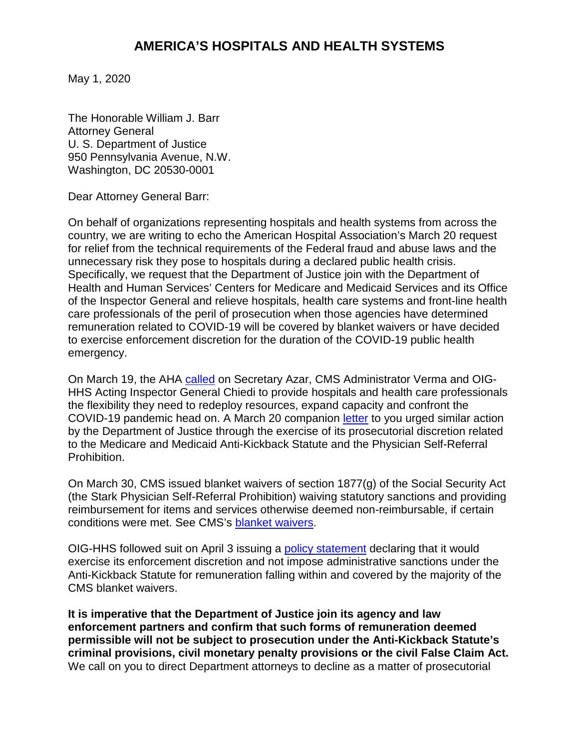# AMERICA'S HOSPITALS AND HEALTH SYSTEMS

May 1, 2020

The Honorable William J. Barr
Attorney General
U. S. Department of Justice
950 Pensylvania Avenue, N.W.
Washington, DC 20530-0001

Dear Attorney General Barr:

On behalf of organizations representing hospitals and health systems from across the country, we are writing to echo the American Hospital Association's March 20 request for relief from the technical requirements of the Federal fraud and abuse laws and the unnecessary risk they pose to hospitals during a declared public health crisis. Specifically, we request that the Department of Justice join with the Department of Health and Human Services' Centers for Medicare and Medicaid Services and its Office of the Inspector General and relieve hospitals, health care systems and front-line health care professionals of the peril of prosecution when those agencies have determined remuneration related to COVID-19 will be covered by blanket waivers or have decided to exercise enforcement discretion for the duration of the COVID-19 public health emergency.

On March 19, the AHA called on Secretary Azar, CMS Administrator Verma and OIG-HHS Acting Inspector General Chiedi to provide hospitals and health care professionals the flexibility they need to redeploy resources, expand capacity and confront the COVID-19 pandemic head on. A March 20 companion letter to you urged similar action by the Department of Justice through the exercise of its prosecutorial discretion related to the Medicare and Medicaid Anti-Kickback Statute and the Physician Self-Referral Prohibition.

On March 30, CMS issued blanket waivers of section 1877(g) of the Social Security Act (the Stark Physician Self-Referral Prohibition) waiving statutory sanctions and providing reimbursement for items and services otherwise deemed non-reimbursable, if certain conditions were met. See CMS's blanket waivers.

OIG-HHS followed suit on April 3 issuing a policy statement declaring that it would exercise its enforcement discretion and not impose administrative sanctions under the Anti-Kickback Statute for remuneration falling within and covered by the majority of the CMS blanket waivers.

**It is imperative that the Department of Justice join its agency and law enforcement partners and confirm that such forms of remuneration deemed permissible will not be subject to prosecution under the Anti-Kickback Statute's criminal provisions, civil monetary penalty provisions or the civil False Claim Act.** We call on you to direct Department attorneys to decline as a matter of prosecutorial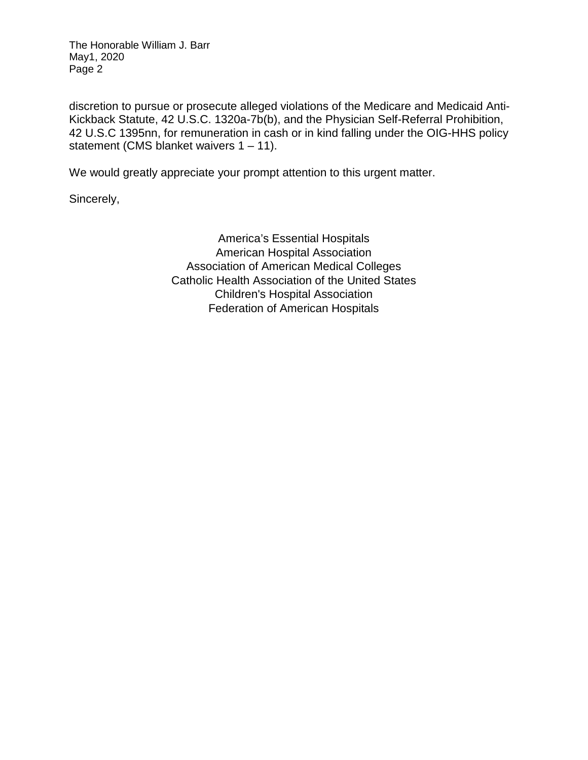discretion to pursue or prosecute alleged violations of the Medicare and Medicaid Anti-Kickback Statute, 42 U.S.C. 1320a-7b(b), and the Physician Self-Referral Prohibition, 42 U.S.C 1395nn, for remuneration in cash or in kind falling under the OIG-HHS policy statement (CMS blanket waivers 1 – 11).

We would greatly appreciate your prompt attention to this urgent matter.

Sincerely,

America's Essential Hospitals
American Hospital Association
Association of American Medical Colleges
Catholic Health Association of the United States
Children's Hospital Association
Federation of American Hospitals